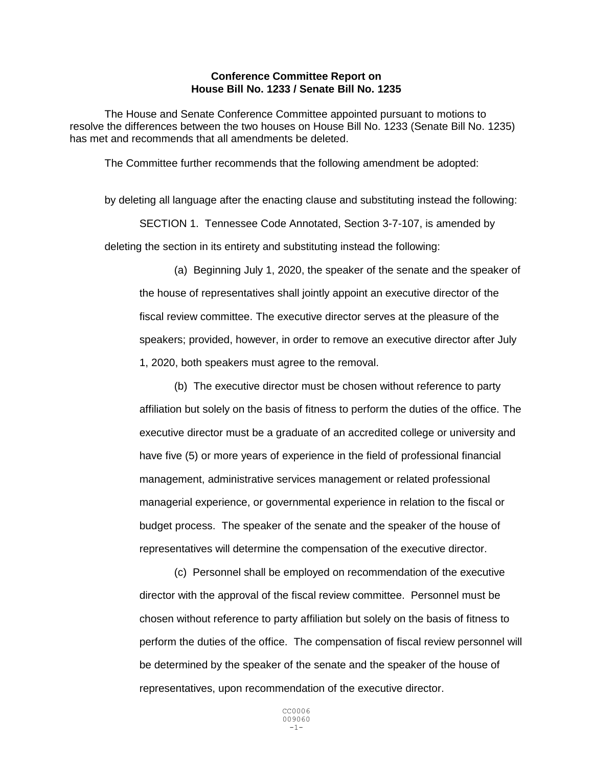**Conference Committee Report on**
**House Bill No. 1233 / Senate Bill No. 1235**

The House and Senate Conference Committee appointed pursuant to motions to resolve the differences between the two houses on House Bill No. 1233 (Senate Bill No. 1235) has met and recommends that all amendments be deleted.

The Committee further recommends that the following amendment be adopted:

by deleting all language after the enacting clause and substituting instead the following:

SECTION 1. Tennessee Code Annotated, Section 3-7-107, is amended by deleting the section in its entirety and substituting instead the following:

(a) Beginning July 1, 2020, the speaker of the senate and the speaker of the house of representatives shall jointly appoint an executive director of the fiscal review committee. The executive director serves at the pleasure of the speakers; provided, however, in order to remove an executive director after July 1, 2020, both speakers must agree to the removal.

(b) The executive director must be chosen without reference to party affiliation but solely on the basis of fitness to perform the duties of the office. The executive director must be a graduate of an accredited college or university and have five (5) or more years of experience in the field of professional financial management, administrative services management or related professional managerial experience, or governmental experience in relation to the fiscal or budget process. The speaker of the senate and the speaker of the house of representatives will determine the compensation of the executive director.

(c) Personnel shall be employed on recommendation of the executive director with the approval of the fiscal review committee. Personnel must be chosen without reference to party affiliation but solely on the basis of fitness to perform the duties of the office. The compensation of fiscal review personnel will be determined by the speaker of the senate and the speaker of the house of representatives, upon recommendation of the executive director.

CC0006
009060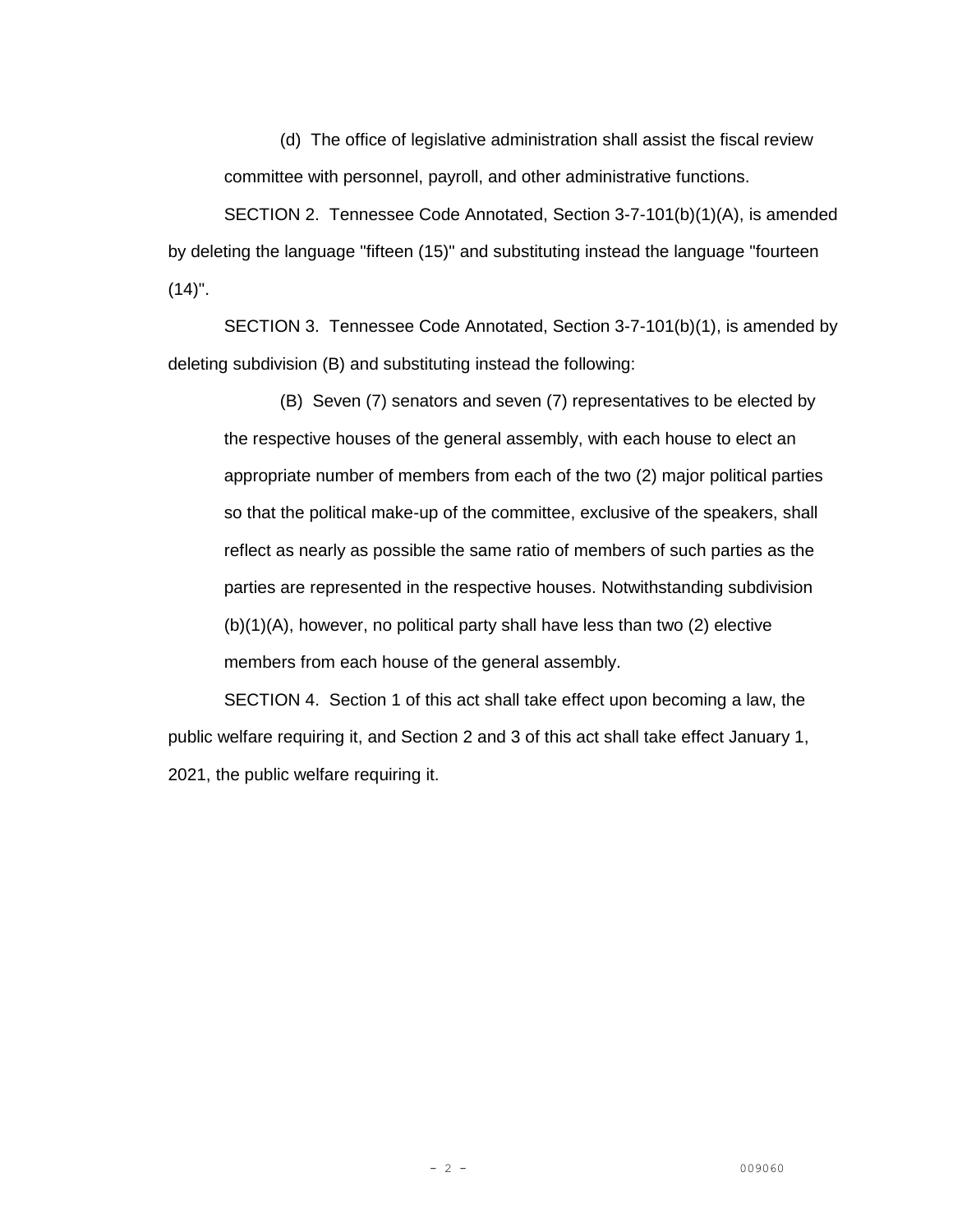(d) The office of legislative administration shall assist the fiscal review committee with personnel, payroll, and other administrative functions.

SECTION 2. Tennessee Code Annotated, Section 3-7-101(b)(1)(A), is amended by deleting the language "fifteen (15)" and substituting instead the language "fourteen (14)".

SECTION 3. Tennessee Code Annotated, Section 3-7-101(b)(1), is amended by deleting subdivision (B) and substituting instead the following:

> (B) Seven (7) senators and seven (7) representatives to be elected by the respective houses of the general assembly, with each house to elect an appropriate number of members from each of the two (2) major political parties so that the political make-up of the committee, exclusive of the speakers, shall reflect as nearly as possible the same ratio of members of such parties as the parties are represented in the respective houses. Notwithstanding subdivision (b)(1)(A), however, no political party shall have less than two (2) elective members from each house of the general assembly.

SECTION 4. Section 1 of this act shall take effect upon becoming a law, the public welfare requiring it, and Section 2 and 3 of this act shall take effect January 1, 2021, the public welfare requiring it.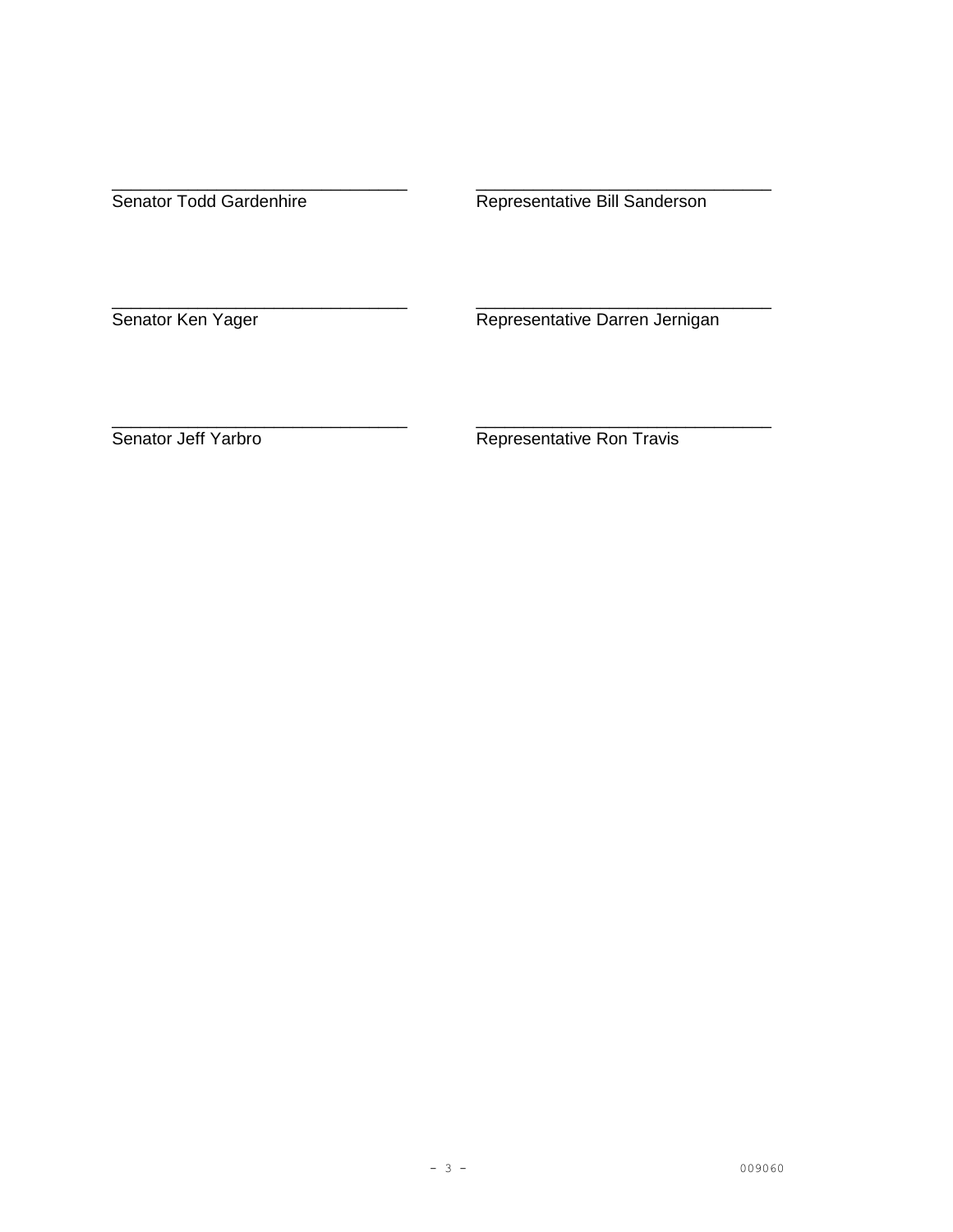\_\_\_\_\_\_\_\_\_\_\_\_\_\_\_\_\_\_\_\_\_\_\_\_\_\_\_\_\_\_
Senator Todd Gardenhire

\_\_\_\_\_\_\_\_\_\_\_\_\_\_\_\_\_\_\_\_\_\_\_\_\_\_\_\_\_\_
Representative Bill Sanderson

\_\_\_\_\_\_\_\_\_\_\_\_\_\_\_\_\_\_\_\_\_\_\_\_\_\_\_\_\_\_
Senator Ken Yager

\_\_\_\_\_\_\_\_\_\_\_\_\_\_\_\_\_\_\_\_\_\_\_\_\_\_\_\_\_\_
Representative Darren Jernigan

\_\_\_\_\_\_\_\_\_\_\_\_\_\_\_\_\_\_\_\_\_\_\_\_\_\_\_\_\_\_
Senator Jeff Yarbro

\_\_\_\_\_\_\_\_\_\_\_\_\_\_\_\_\_\_\_\_\_\_\_\_\_\_\_\_\_\_
Representative Ron Travis

009060